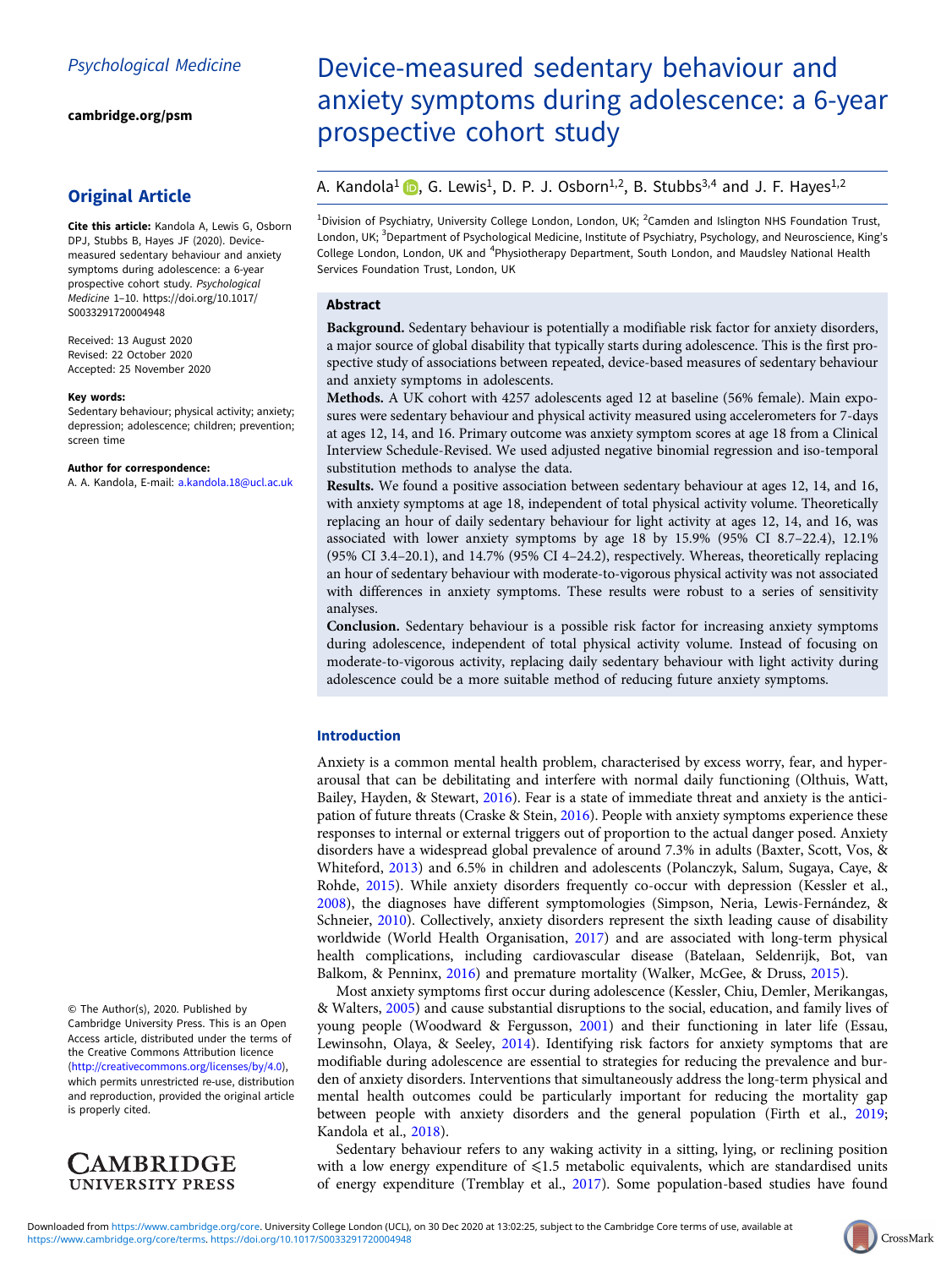Psychological Medicine

cambridge.org/psm

## Original Article

**Cite this article:** Kandola A, Lewis G, Osborn DPJ, Stubbs B, Hayes JF (2020). Device-measured sedentary behaviour and anxiety symptoms during adolescence: a 6-year prospective cohort study. *Psychological Medicine* 1–10. https://doi.org/10.1017/S0033291720004948

Received: 13 August 2020
Revised: 22 October 2020
Accepted: 25 November 2020

**Key words:**
Sedentary behaviour; physical activity; anxiety; depression; adolescence; children; prevention; screen time

**Author for correspondence:**
A. A. Kandola, E-mail: a.kandola.18@ucl.ac.uk

© The Author(s), 2020. Published by Cambridge University Press. This is an Open Access article, distributed under the terms of the Creative Commons Attribution licence (http://creativecommons.org/licenses/by/4.0), which permits unrestricted re-use, distribution and reproduction, provided the original article is properly cited.

# Device-measured sedentary behaviour and anxiety symptoms during adolescence: a 6-year prospective cohort study

A. Kandola[1], G. Lewis[1], D. P. J. Osborn[1,2], B. Stubbs[3,4] and J. F. Hayes[1,2]

[1]Division of Psychiatry, University College London, London, UK; [2]Camden and Islington NHS Foundation Trust, London, UK; [3]Department of Psychological Medicine, Institute of Psychiatry, Psychology, and Neuroscience, King's College London, London, UK and [4]Physiotherapy Department, South London, and Maudsley National Health Services Foundation Trust, London, UK

## Abstract

**Background.** Sedentary behaviour is potentially a modifiable risk factor for anxiety disorders, a major source of global disability that typically starts during adolescence. This is the first prospective study of associations between repeated, device-based measures of sedentary behaviour and anxiety symptoms in adolescents.

**Methods.** A UK cohort with 4257 adolescents aged 12 at baseline (56% female). Main exposures were sedentary behaviour and physical activity measured using accelerometers for 7-days at ages 12, 14, and 16. Primary outcome was anxiety symptom scores at age 18 from a Clinical Interview Schedule-Revised. We used adjusted negative binomial regression and iso-temporal substitution methods to analyse the data.

**Results.** We found a positive association between sedentary behaviour at ages 12, 14, and 16, with anxiety symptoms at age 18, independent of total physical activity volume. Theoretically replacing an hour of daily sedentary behaviour for light activity at ages 12, 14, and 16, was associated with lower anxiety symptoms by age 18 by 15.9% (95% CI 8.7–22.4), 12.1% (95% CI 3.4–20.1), and 14.7% (95% CI 4–24.2), respectively. Whereas, theoretically replacing an hour of sedentary behaviour with moderate-to-vigorous physical activity was not associated with differences in anxiety symptoms. These results were robust to a series of sensitivity analyses.

**Conclusion.** Sedentary behaviour is a possible risk factor for increasing anxiety symptoms during adolescence, independent of total physical activity volume. Instead of focusing on moderate-to-vigorous activity, replacing daily sedentary behaviour with light activity during adolescence could be a more suitable method of reducing future anxiety symptoms.

## Introduction

Anxiety is a common mental health problem, characterised by excess worry, fear, and hyperarousal that can be debilitating and interfere with normal daily functioning (Olthuis, Watt, Bailey, Hayden, & Stewart, 2016). Fear is a state of immediate threat and anxiety is the anticipation of future threats (Craske & Stein, 2016). People with anxiety symptoms experience these responses to internal or external triggers out of proportion to the actual danger posed. Anxiety disorders have a widespread global prevalence of around 7.3% in adults (Baxter, Scott, Vos, & Whiteford, 2013) and 6.5% in children and adolescents (Polanczyk, Salum, Sugaya, Caye, & Rohde, 2015). While anxiety disorders frequently co-occur with depression (Kessler et al., 2008), the diagnoses have different symptomologies (Simpson, Neria, Lewis-Fernández, & Schneier, 2010). Collectively, anxiety disorders represent the sixth leading cause of disability worldwide (World Health Organisation, 2017) and are associated with long-term physical health complications, including cardiovascular disease (Batelaan, Seldenrijk, Bot, van Balkom, & Penninx, 2016) and premature mortality (Walker, McGee, & Druss, 2015).

Most anxiety symptoms first occur during adolescence (Kessler, Chiu, Demler, Merikangas, & Walters, 2005) and cause substantial disruptions to the social, education, and family lives of young people (Woodward & Fergusson, 2001) and their functioning in later life (Essau, Lewinsohn, Olaya, & Seeley, 2014). Identifying risk factors for anxiety symptoms that are modifiable during adolescence are essential to strategies for reducing the prevalence and burden of anxiety disorders. Interventions that simultaneously address the long-term physical and mental health outcomes could be particularly important for reducing the mortality gap between people with anxiety disorders and the general population (Firth et al., 2019; Kandola et al., 2018).

Sedentary behaviour refers to any waking activity in a sitting, lying, or reclining position with a low energy expenditure of ⩽1.5 metabolic equivalents, which are standardised units of energy expenditure (Tremblay et al., 2017). Some population-based studies have found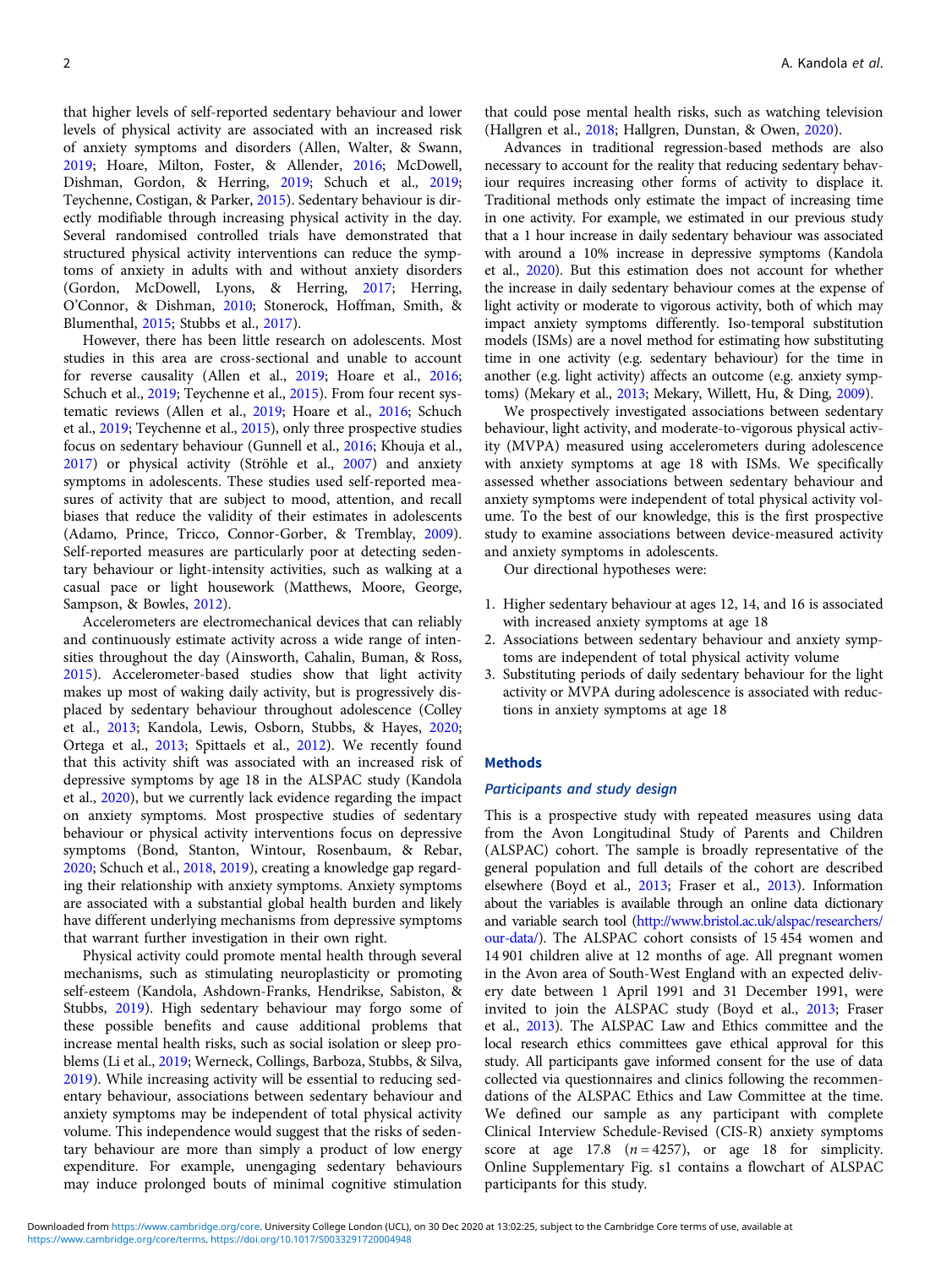that higher levels of self-reported sedentary behaviour and lower levels of physical activity are associated with an increased risk of anxiety symptoms and disorders (Allen, Walter, & Swann, 2019; Hoare, Milton, Foster, & Allender, 2016; McDowell, Dishman, Gordon, & Herring, 2019; Schuch et al., 2019; Teychenne, Costigan, & Parker, 2015). Sedentary behaviour is directly modifiable through increasing physical activity in the day. Several randomised controlled trials have demonstrated that structured physical activity interventions can reduce the symptoms of anxiety in adults with and without anxiety disorders (Gordon, McDowell, Lyons, & Herring, 2017; Herring, O'Connor, & Dishman, 2010; Stonerock, Hoffman, Smith, & Blumenthal, 2015; Stubbs et al., 2017).

However, there has been little research on adolescents. Most studies in this area are cross-sectional and unable to account for reverse causality (Allen et al., 2019; Hoare et al., 2016; Schuch et al., 2019; Teychenne et al., 2015). From four recent systematic reviews (Allen et al., 2019; Hoare et al., 2016; Schuch et al., 2019; Teychenne et al., 2015), only three prospective studies focus on sedentary behaviour (Gunnell et al., 2016; Khouja et al., 2017) or physical activity (Ströhle et al., 2007) and anxiety symptoms in adolescents. These studies used self-reported measures of activity that are subject to mood, attention, and recall biases that reduce the validity of their estimates in adolescents (Adamo, Prince, Tricco, Connor-Gorber, & Tremblay, 2009). Self-reported measures are particularly poor at detecting sedentary behaviour or light-intensity activities, such as walking at a casual pace or light housework (Matthews, Moore, George, Sampson, & Bowles, 2012).

Accelerometers are electromechanical devices that can reliably and continuously estimate activity across a wide range of intensities throughout the day (Ainsworth, Cahalin, Buman, & Ross, 2015). Accelerometer-based studies show that light activity makes up most of waking daily activity, but is progressively displaced by sedentary behaviour throughout adolescence (Colley et al., 2013; Kandola, Lewis, Osborn, Stubbs, & Hayes, 2020; Ortega et al., 2013; Spittaels et al., 2012). We recently found that this activity shift was associated with an increased risk of depressive symptoms by age 18 in the ALSPAC study (Kandola et al., 2020), but we currently lack evidence regarding the impact on anxiety symptoms. Most prospective studies of sedentary behaviour or physical activity interventions focus on depressive symptoms (Bond, Stanton, Wintour, Rosenbaum, & Rebar, 2020; Schuch et al., 2018, 2019), creating a knowledge gap regarding their relationship with anxiety symptoms. Anxiety symptoms are associated with a substantial global health burden and likely have different underlying mechanisms from depressive symptoms that warrant further investigation in their own right.

Physical activity could promote mental health through several mechanisms, such as stimulating neuroplasticity or promoting self-esteem (Kandola, Ashdown-Franks, Hendrikse, Sabiston, & Stubbs, 2019). High sedentary behaviour may forgo some of these possible benefits and cause additional problems that increase mental health risks, such as social isolation or sleep problems (Li et al., 2019; Werneck, Collings, Barboza, Stubbs, & Silva, 2019). While increasing activity will be essential to reducing sedentary behaviour, associations between sedentary behaviour and anxiety symptoms may be independent of total physical activity volume. This independence would suggest that the risks of sedentary behaviour are more than simply a product of low energy expenditure. For example, unengaging sedentary behaviours may induce prolonged bouts of minimal cognitive stimulation that could pose mental health risks, such as watching television (Hallgren et al., 2018; Hallgren, Dunstan, & Owen, 2020).

Advances in traditional regression-based methods are also necessary to account for the reality that reducing sedentary behaviour requires increasing other forms of activity to displace it. Traditional methods only estimate the impact of increasing time in one activity. For example, we estimated in our previous study that a 1 hour increase in daily sedentary behaviour was associated with around a 10% increase in depressive symptoms (Kandola et al., 2020). But this estimation does not account for whether the increase in daily sedentary behaviour comes at the expense of light activity or moderate to vigorous activity, both of which may impact anxiety symptoms differently. Iso-temporal substitution models (ISMs) are a novel method for estimating how substituting time in one activity (e.g. sedentary behaviour) for the time in another (e.g. light activity) affects an outcome (e.g. anxiety symptoms) (Mekary et al., 2013; Mekary, Willett, Hu, & Ding, 2009).

We prospectively investigated associations between sedentary behaviour, light activity, and moderate-to-vigorous physical activity (MVPA) measured using accelerometers during adolescence with anxiety symptoms at age 18 with ISMs. We specifically assessed whether associations between sedentary behaviour and anxiety symptoms were independent of total physical activity volume. To the best of our knowledge, this is the first prospective study to examine associations between device-measured activity and anxiety symptoms in adolescents.

Our directional hypotheses were:

1. Higher sedentary behaviour at ages 12, 14, and 16 is associated with increased anxiety symptoms at age 18
2. Associations between sedentary behaviour and anxiety symptoms are independent of total physical activity volume
3. Substituting periods of daily sedentary behaviour for the light activity or MVPA during adolescence is associated with reductions in anxiety symptoms at age 18

## Methods

### *Participants and study design*

This is a prospective study with repeated measures using data from the Avon Longitudinal Study of Parents and Children (ALSPAC) cohort. The sample is broadly representative of the general population and full details of the cohort are described elsewhere (Boyd et al., 2013; Fraser et al., 2013). Information about the variables is available through an online data dictionary and variable search tool (http://www.bristol.ac.uk/alspac/researchers/our-data/). The ALSPAC cohort consists of 15 454 women and 14 901 children alive at 12 months of age. All pregnant women in the Avon area of South-West England with an expected delivery date between 1 April 1991 and 31 December 1991, were invited to join the ALSPAC study (Boyd et al., 2013; Fraser et al., 2013). The ALSPAC Law and Ethics committee and the local research ethics committees gave ethical approval for this study. All participants gave informed consent for the use of data collected via questionnaires and clinics following the recommendations of the ALSPAC Ethics and Law Committee at the time. We defined our sample as any participant with complete Clinical Interview Schedule-Revised (CIS-R) anxiety symptoms score at age 17.8 ($n = 4257$), or age 18 for simplicity. Online Supplementary Fig. s1 contains a flowchart of ALSPAC participants for this study.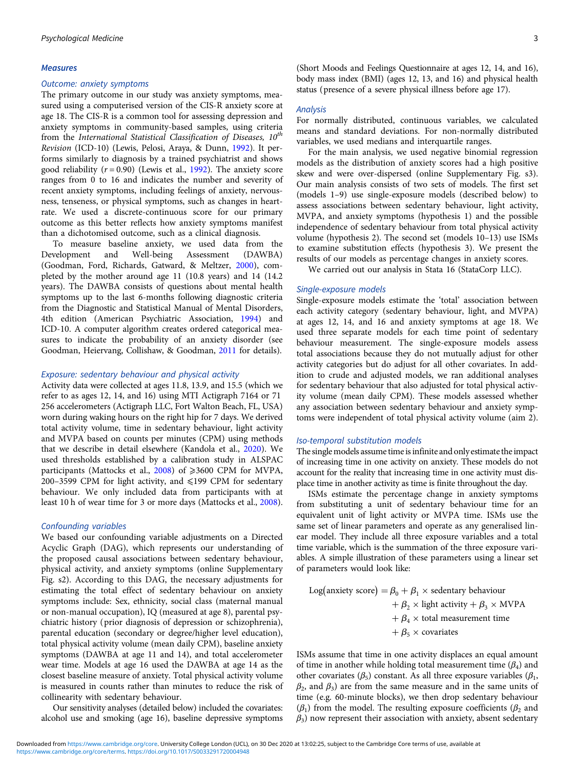### Measures

#### Outcome: anxiety symptoms

The primary outcome in our study was anxiety symptoms, measured using a computerised version of the CIS-R anxiety score at age 18. The CIS-R is a common tool for assessing depression and anxiety symptoms in community-based samples, using criteria from the *International Statistical Classification of Diseases, 10th Revision* (ICD-10) (Lewis, Pelosi, Araya, & Dunn, 1992). It performs similarly to diagnosis by a trained psychiatrist and shows good reliability ($r = 0.90$) (Lewis et al., 1992). The anxiety score ranges from 0 to 16 and indicates the number and severity of recent anxiety symptoms, including feelings of anxiety, nervousness, tenseness, or physical symptoms, such as changes in heart-rate. We used a discrete-continuous score for our primary outcome as this better reflects how anxiety symptoms manifest than a dichotomised outcome, such as a clinical diagnosis.

To measure baseline anxiety, we used data from the Development and Well-being Assessment (DAWBA) (Goodman, Ford, Richards, Gatward, & Meltzer, 2000), completed by the mother around age 11 (10.8 years) and 14 (14.2 years). The DAWBA consists of questions about mental health symptoms up to the last 6-months following diagnostic criteria from the Diagnostic and Statistical Manual of Mental Disorders, 4th edition (American Psychiatric Association, 1994) and ICD-10. A computer algorithm creates ordered categorical measures to indicate the probability of an anxiety disorder (see Goodman, Heiervang, Collishaw, & Goodman, 2011 for details).

#### Exposure: sedentary behaviour and physical activity

Activity data were collected at ages 11.8, 13.9, and 15.5 (which we refer to as ages 12, 14, and 16) using MTI Actigraph 7164 or 71 256 accelerometers (Actigraph LLC, Fort Walton Beach, FL, USA) worn during waking hours on the right hip for 7 days. We derived total activity volume, time in sedentary behaviour, light activity and MVPA based on counts per minutes (CPM) using methods that we describe in detail elsewhere (Kandola et al., 2020). We used thresholds established by a calibration study in ALSPAC participants (Mattocks et al., 2008) of $\geqslant$3600 CPM for MVPA, 200–3599 CPM for light activity, and $\leqslant$199 CPM for sedentary behaviour. We only included data from participants with at least 10 h of wear time for 3 or more days (Mattocks et al., 2008).

#### Confounding variables

We based our confounding variable adjustments on a Directed Acyclic Graph (DAG), which represents our understanding of the proposed causal associations between sedentary behaviour, physical activity, and anxiety symptoms (online Supplementary Fig. s2). According to this DAG, the necessary adjustments for estimating the total effect of sedentary behaviour on anxiety symptoms include: Sex, ethnicity, social class (maternal manual or non-manual occupation), IQ (measured at age 8), parental psychiatric history (prior diagnosis of depression or schizophrenia), parental education (secondary or degree/higher level education), total physical activity volume (mean daily CPM), baseline anxiety symptoms (DAWBA at age 11 and 14), and total accelerometer wear time. Models at age 16 used the DAWBA at age 14 as the closest baseline measure of anxiety. Total physical activity volume is measured in counts rather than minutes to reduce the risk of collinearity with sedentary behaviour.

Our sensitivity analyses (detailed below) included the covariates: alcohol use and smoking (age 16), baseline depressive symptoms (Short Moods and Feelings Questionnaire at ages 12, 14, and 16), body mass index (BMI) (ages 12, 13, and 16) and physical health status (presence of a severe physical illness before age 17).

### Analysis

For normally distributed, continuous variables, we calculated means and standard deviations. For non-normally distributed variables, we used medians and interquartile ranges.

For the main analysis, we used negative binomial regression models as the distribution of anxiety scores had a high positive skew and were over-dispersed (online Supplementary Fig. s3). Our main analysis consists of two sets of models. The first set (models 1–9) use single-exposure models (described below) to assess associations between sedentary behaviour, light activity, MVPA, and anxiety symptoms (hypothesis 1) and the possible independence of sedentary behaviour from total physical activity volume (hypothesis 2). The second set (models 10–13) use ISMs to examine substitution effects (hypothesis 3). We present the results of our models as percentage changes in anxiety scores.

We carried out our analysis in Stata 16 (StataCorp LLC).

#### Single-exposure models

Single-exposure models estimate the 'total' association between each activity category (sedentary behaviour, light, and MVPA) at ages 12, 14, and 16 and anxiety symptoms at age 18. We used three separate models for each time point of sedentary behaviour measurement. The single-exposure models assess total associations because they do not mutually adjust for other activity categories but do adjust for all other covariates. In addition to crude and adjusted models, we ran additional analyses for sedentary behaviour that also adjusted for total physical activity volume (mean daily CPM). These models assessed whether any association between sedentary behaviour and anxiety symptoms were independent of total physical activity volume (aim 2).

#### Iso-temporal substitution models

The single models assume time is infinite and only estimate the impact of increasing time in one activity on anxiety. These models do not account for the reality that increasing time in one activity must displace time in another activity as time is finite throughout the day.

ISMs estimate the percentage change in anxiety symptoms from substituting a unit of sedentary behaviour time for an equivalent unit of light activity or MVPA time. ISMs use the same set of linear parameters and operate as any generalised linear model. They include all three exposure variables and a total time variable, which is the summation of the three exposure variables. A simple illustration of these parameters using a linear set of parameters would look like:

$$
\begin{aligned}
\text{Log(anxiety score)} = \beta_0 &+ \beta_1 \times \text{sedentary behaviour} \\
&+ \beta_2 \times \text{light activity} + \beta_3 \times \text{MVPA} \\
&+ \beta_4 \times \text{total measurement time} \\
&+ \beta_5 \times \text{covariates}
\end{aligned}
$$

ISMs assume that time in one activity displaces an equal amount of time in another while holding total measurement time ($\beta_4$) and other covariates ($\beta_5$) constant. As all three exposure variables ($\beta_1$, $\beta_2$, and $\beta_3$) are from the same measure and in the same units of time (e.g. 60-minute blocks), we then drop sedentary behaviour ($\beta_1$) from the model. The resulting exposure coefficients ($\beta_2$ and $\beta_3$) now represent their association with anxiety, absent sedentary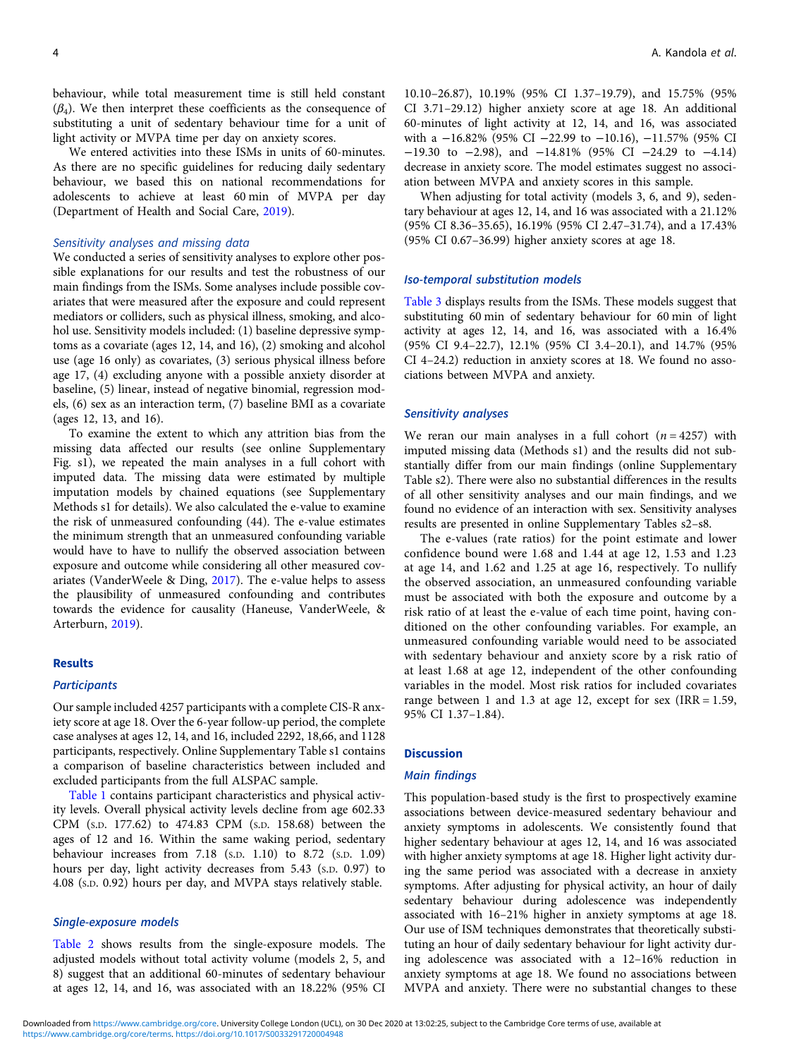behaviour, while total measurement time is still held constant ($\beta_4$). We then interpret these coefficients as the consequence of substituting a unit of sedentary behaviour time for a unit of light activity or MVPA time per day on anxiety scores.

We entered activities into these ISMs in units of 60-minutes. As there are no specific guidelines for reducing daily sedentary behaviour, we based this on national recommendations for adolescents to achieve at least 60 min of MVPA per day (Department of Health and Social Care, 2019).

### Sensitivity analyses and missing data

We conducted a series of sensitivity analyses to explore other possible explanations for our results and test the robustness of our main findings from the ISMs. Some analyses include possible covariates that were measured after the exposure and could represent mediators or colliders, such as physical illness, smoking, and alcohol use. Sensitivity models included: (1) baseline depressive symptoms as a covariate (ages 12, 14, and 16), (2) smoking and alcohol use (age 16 only) as covariates, (3) serious physical illness before age 17, (4) excluding anyone with a possible anxiety disorder at baseline, (5) linear, instead of negative binomial, regression models, (6) sex as an interaction term, (7) baseline BMI as a covariate (ages 12, 13, and 16).

To examine the extent to which any attrition bias from the missing data affected our results (see online Supplementary Fig. s1), we repeated the main analyses in a full cohort with imputed data. The missing data were estimated by multiple imputation models by chained equations (see Supplementary Methods s1 for details). We also calculated the e-value to examine the risk of unmeasured confounding (44). The e-value estimates the minimum strength that an unmeasured confounding variable would have to have to nullify the observed association between exposure and outcome while considering all other measured covariates (VanderWeele & Ding, 2017). The e-value helps to assess the plausibility of unmeasured confounding and contributes towards the evidence for causality (Haneuse, VanderWeele, & Arterburn, 2019).

## Results

### Participants

Our sample included 4257 participants with a complete CIS-R anxiety score at age 18. Over the 6-year follow-up period, the complete case analyses at ages 12, 14, and 16, included 2292, 18,66, and 1128 participants, respectively. Online Supplementary Table s1 contains a comparison of baseline characteristics between included and excluded participants from the full ALSPAC sample.

Table 1 contains participant characteristics and physical activity levels. Overall physical activity levels decline from age 602.33 CPM (S.D. 177.62) to 474.83 CPM (S.D. 158.68) between the ages of 12 and 16. Within the same waking period, sedentary behaviour increases from 7.18 (S.D. 1.10) to 8.72 (S.D. 1.09) hours per day, light activity decreases from 5.43 (S.D. 0.97) to 4.08 (S.D. 0.92) hours per day, and MVPA stays relatively stable.

### Single-exposure models

Table 2 shows results from the single-exposure models. The adjusted models without total activity volume (models 2, 5, and 8) suggest that an additional 60-minutes of sedentary behaviour at ages 12, 14, and 16, was associated with an 18.22% (95% CI 10.10–26.87), 10.19% (95% CI 1.37–19.79), and 15.75% (95% CI 3.71–29.12) higher anxiety score at age 18. An additional 60-minutes of light activity at 12, 14, and 16, was associated with a −16.82% (95% CI −22.99 to −10.16), −11.57% (95% CI −19.30 to −2.98), and −14.81% (95% CI −24.29 to −4.14) decrease in anxiety score. The model estimates suggest no association between MVPA and anxiety scores in this sample.

When adjusting for total activity (models 3, 6, and 9), sedentary behaviour at ages 12, 14, and 16 was associated with a 21.12% (95% CI 8.36–35.65), 16.19% (95% CI 2.47–31.74), and a 17.43% (95% CI 0.67–36.99) higher anxiety scores at age 18.

### Iso-temporal substitution models

Table 3 displays results from the ISMs. These models suggest that substituting 60 min of sedentary behaviour for 60 min of light activity at ages 12, 14, and 16, was associated with a 16.4% (95% CI 9.4–22.7), 12.1% (95% CI 3.4–20.1), and 14.7% (95% CI 4–24.2) reduction in anxiety scores at 18. We found no associations between MVPA and anxiety.

### Sensitivity analyses

We reran our main analyses in a full cohort ($n$ = 4257) with imputed missing data (Methods s1) and the results did not substantially differ from our main findings (online Supplementary Table s2). There were also no substantial differences in the results of all other sensitivity analyses and our main findings, and we found no evidence of an interaction with sex. Sensitivity analyses results are presented in online Supplementary Tables s2–s8.

The e-values (rate ratios) for the point estimate and lower confidence bound were 1.68 and 1.44 at age 12, 1.53 and 1.23 at age 14, and 1.62 and 1.25 at age 16, respectively. To nullify the observed association, an unmeasured confounding variable must be associated with both the exposure and outcome by a risk ratio of at least the e-value of each time point, having conditioned on the other confounding variables. For example, an unmeasured confounding variable would need to be associated with sedentary behaviour and anxiety score by a risk ratio of at least 1.68 at age 12, independent of the other confounding variables in the model. Most risk ratios for included covariates range between 1 and 1.3 at age 12, except for sex (IRR = 1.59, 95% CI 1.37–1.84).

## Discussion

### Main findings

This population-based study is the first to prospectively examine associations between device-measured sedentary behaviour and anxiety symptoms in adolescents. We consistently found that higher sedentary behaviour at ages 12, 14, and 16 was associated with higher anxiety symptoms at age 18. Higher light activity during the same period was associated with a decrease in anxiety symptoms. After adjusting for physical activity, an hour of daily sedentary behaviour during adolescence was independently associated with 16–21% higher in anxiety symptoms at age 18. Our use of ISM techniques demonstrates that theoretically substituting an hour of daily sedentary behaviour for light activity during adolescence was associated with a 12–16% reduction in anxiety symptoms at age 18. We found no associations between MVPA and anxiety. There were no substantial changes to these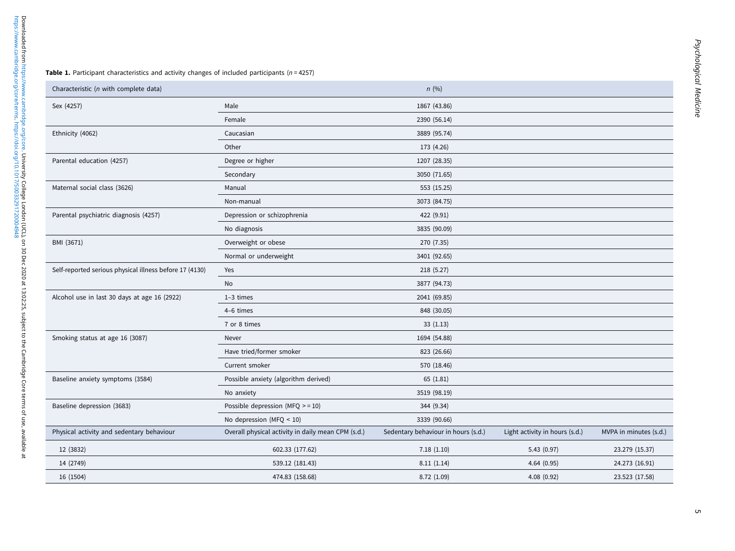**Table 1.** Participant characteristics and activity changes of included participants ($n = 4257$)

| Characteristic (*n* with complete data) | | *n* (%) | | |
|---|---|---|---|---|
| Sex (4257) | Male | 1867 (43.86) | | |
| | Female | 2390 (56.14) | | |
| Ethnicity (4062) | Caucasian | 3889 (95.74) | | |
| | Other | 173 (4.26) | | |
| Parental education (4257) | Degree or higher | 1207 (28.35) | | |
| | Secondary | 3050 (71.65) | | |
| Maternal social class (3626) | Manual | 553 (15.25) | | |
| | Non-manual | 3073 (84.75) | | |
| Parental psychiatric diagnosis (4257) | Depression or schizophrenia | 422 (9.91) | | |
| | No diagnosis | 3835 (90.09) | | |
| BMI (3671) | Overweight or obese | 270 (7.35) | | |
| | Normal or underweight | 3401 (92.65) | | |
| Self-reported serious physical illness before 17 (4130) | Yes | 218 (5.27) | | |
| | No | 3877 (94.73) | | |
| Alcohol use in last 30 days at age 16 (2922) | 1–3 times | 2041 (69.85) | | |
| | 4–6 times | 848 (30.05) | | |
| | 7 or 8 times | 33 (1.13) | | |
| Smoking status at age 16 (3087) | Never | 1694 (54.88) | | |
| | Have tried/former smoker | 823 (26.66) | | |
| | Current smoker | 570 (18.46) | | |
| Baseline anxiety symptoms (3584) | Possible anxiety (algorithm derived) | 65 (1.81) | | |
| | No anxiety | 3519 (98.19) | | |
| Baseline depression (3683) | Possible depression (MFQ >= 10) | 344 (9.34) | | |
| | No depression (MFQ < 10) | 3339 (90.66) | | |
| Physical activity and sedentary behaviour | Overall physical activity in daily mean CPM (s.d.) | Sedentary behaviour in hours (s.d.) | Light activity in hours (s.d.) | MVPA in minutes (s.d.) |
| 12 (3832) | 602.33 (177.62) | 7.18 (1.10) | 5.43 (0.97) | 23.279 (15.37) |
| 14 (2749) | 539.12 (181.43) | 8.11 (1.14) | 4.64 (0.95) | 24.273 (16.91) |
| 16 (1504) | 474.83 (158.68) | 8.72 (1.09) | 4.08 (0.92) | 23.523 (17.58) |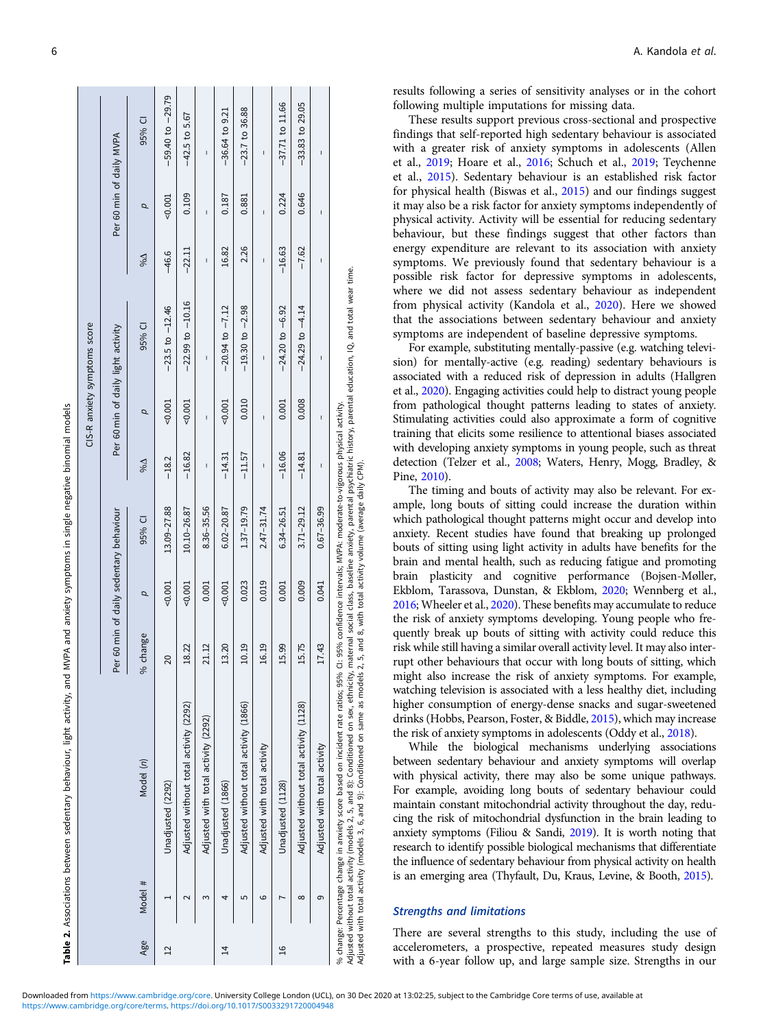**Table 2.** Associations between sedentary behaviour, light activity, and MVPA and anxiety symptoms in single negative binomial models

| | | | CIS-R anxiety symptoms score | | | | | | | | |
|---|---|---|---|---|---|---|---|---|---|---|---|
| | | | Per 60 min of daily sedentary behaviour | | | Per 60 min of daily light activity | | | Per 60 min of daily MVPA | | |
| Age | Model # | Model (n) | % change | p | 95% CI | %Δ | p | 95% CI | %Δ | p | 95% CI |
| 12 | 1 | Unadjusted (2292) | 20 | <0.001 | 13.09–27.88 | −18.2 | <0.001 | −23.5 to −12.46 | −46.6 | <0.001 | −59.40 to −29.79 |
| | 2 | Adjusted without total activity (2292) | 18.22 | <0.001 | 10.10–26.87 | −16.82 | <0.001 | −22.99 to −10.16 | −22.11 | 0.109 | −42.5 to 5.67 |
| | 3 | Adjusted with total activity (2292) | 21.12 | 0.001 | 8.36–35.56 | – | – | – | – | – | – |
| 14 | 4 | Unadjusted (1866) | 13.20 | <0.001 | 6.02–20.87 | −14.31 | <0.001 | −20.94 to −7.12 | 16.82 | 0.187 | −36.64 to 9.21 |
| | 5 | Adjusted without total activity (1866) | 10.19 | 0.023 | 1.37–19.79 | −11.57 | 0.010 | −19.30 to −2.98 | 2.26 | 0.881 | −23.7 to 36.88 |
| | 6 | Adjusted with total activity | 16.19 | 0.019 | 2.47–31.74 | – | – | – | – | – | – |
| 16 | 7 | Unadjusted (1128) | 15.99 | 0.001 | 6.34–26.51 | −16.06 | 0.001 | −24.20 to −6.92 | −16.63 | 0.224 | −37.71 to 11.66 |
| | 8 | Adjusted without total activity (1128) | 15.75 | 0.009 | 3.71–29.12 | −14.81 | 0.008 | −24.29 to −4.14 | −7.62 | 0.646 | −33.83 to 29.05 |
| | 9 | Adjusted with total activity | 17.43 | 0.041 | 0.67–36.99 | – | – | – | – | – | – |

% change: Percentage change in anxiety score based on incident rate ratios; 95% CI: 95% confidence intervals; MVPA: moderate-to-vigorous physical activity.
Adjusted without total activity (models 2, 5, and 8): Conditioned on sex, ethnicity, maternal social class, baseline anxiety, parental psychiatric history, parental education, IQ, and total wear time.
Adjusted with total activity (models 3, 6, and 9): Conditioned on same as models 2, 5, and 8, with total activity volume (average daily CPM).

results following a series of sensitivity analyses or in the cohort following multiple imputations for missing data.

These results support previous cross-sectional and prospective findings that self-reported high sedentary behaviour is associated with a greater risk of anxiety symptoms in adolescents (Allen et al., 2019; Hoare et al., 2016; Schuch et al., 2019; Teychenne et al., 2015). Sedentary behaviour is an established risk factor for physical health (Biswas et al., 2015) and our findings suggest it may also be a risk factor for anxiety symptoms independently of physical activity. Activity will be essential for reducing sedentary behaviour, but these findings suggest that other factors than energy expenditure are relevant to its association with anxiety symptoms. We previously found that sedentary behaviour is a possible risk factor for depressive symptoms in adolescents, where we did not assess sedentary behaviour as independent from physical activity (Kandola et al., 2020). Here we showed that the associations between sedentary behaviour and anxiety symptoms are independent of baseline depressive symptoms.

For example, substituting mentally-passive (e.g. watching television) for mentally-active (e.g. reading) sedentary behaviours is associated with a reduced risk of depression in adults (Hallgren et al., 2020). Engaging activities could help to distract young people from pathological thought patterns leading to states of anxiety. Stimulating activities could also approximate a form of cognitive training that elicits some resilience to attentional biases associated with developing anxiety symptoms in young people, such as threat detection (Telzer et al., 2008; Waters, Henry, Mogg, Bradley, & Pine, 2010).

The timing and bouts of activity may also be relevant. For example, long bouts of sitting could increase the duration within which pathological thought patterns might occur and develop into anxiety. Recent studies have found that breaking up prolonged bouts of sitting using light activity in adults have benefits for the brain and mental health, such as reducing fatigue and promoting brain plasticity and cognitive performance (Bojsen-Møller, Ekblom, Tarassova, Dunstan, & Ekblom, 2020; Wennberg et al., 2016; Wheeler et al., 2020). These benefits may accumulate to reduce the risk of anxiety symptoms developing. Young people who frequently break up bouts of sitting with activity could reduce this risk while still having a similar overall activity level. It may also interrupt other behaviours that occur with long bouts of sitting, which might also increase the risk of anxiety symptoms. For example, watching television is associated with a less healthy diet, including higher consumption of energy-dense snacks and sugar-sweetened drinks (Hobbs, Pearson, Foster, & Biddle, 2015), which may increase the risk of anxiety symptoms in adolescents (Oddy et al., 2018).

While the biological mechanisms underlying associations between sedentary behaviour and anxiety symptoms will overlap with physical activity, there may also be some unique pathways. For example, avoiding long bouts of sedentary behaviour could maintain constant mitochondrial activity throughout the day, reducing the risk of mitochondrial dysfunction in the brain leading to anxiety symptoms (Filiou & Sandi, 2019). It is worth noting that research to identify possible biological mechanisms that differentiate the influence of sedentary behaviour from physical activity on health is an emerging area (Thyfault, Du, Kraus, Levine, & Booth, 2015).

## Strengths and limitations

There are several strengths to this study, including the use of accelerometers, a prospective, repeated measures study design with a 6-year follow up, and large sample size. Strengths in our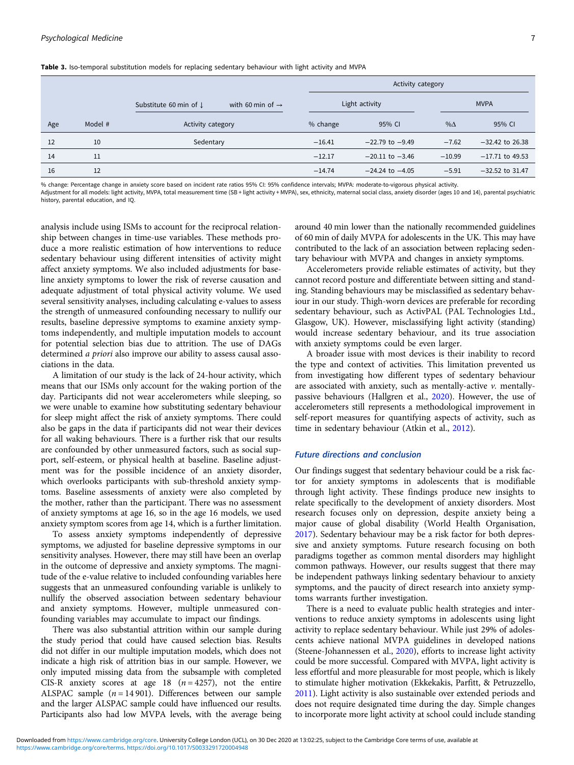**Table 3.** Iso-temporal substitution models for replacing sedentary behaviour with light activity and MVPA

| | | | | Activity category | | | |
|---|---|---|---|---|---|---|---|
| | | Substitute 60 min of ↓ | with 60 min of → | Light activity | | MVPA | |
| Age | Model # | Activity category | | % change | 95% CI | %Δ | 95% CI |
| 12 | 10 | Sedentary | | −16.41 | −22.79 to −9.49 | −7.62 | −32.42 to 26.38 |
| 14 | 11 | | | −12.17 | −20.11 to −3.46 | −10.99 | −17.71 to 49.53 |
| 16 | 12 | | | −14.74 | −24.24 to −4.05 | −5.91 | −32.52 to 31.47 |

% change: Percentage change in anxiety score based on incident rate ratios 95% CI: 95% confidence intervals; MVPA: moderate-to-vigorous physical activity.
Adjustment for all models: light activity, MVPA, total measurement time (SB + light activity + MVPA), sex, ethnicity, maternal social class, anxiety disorder (ages 10 and 14), parental psychiatric history, parental education, and IQ.

analysis include using ISMs to account for the reciprocal relationship between changes in time-use variables. These methods produce a more realistic estimation of how interventions to reduce sedentary behaviour using different intensities of activity might affect anxiety symptoms. We also included adjustments for baseline anxiety symptoms to lower the risk of reverse causation and adequate adjustment of total physical activity volume. We used several sensitivity analyses, including calculating e-values to assess the strength of unmeasured confounding necessary to nullify our results, baseline depressive symptoms to examine anxiety symptoms independently, and multiple imputation models to account for potential selection bias due to attrition. The use of DAGs determined *a priori* also improve our ability to assess causal associations in the data.

A limitation of our study is the lack of 24-hour activity, which means that our ISMs only account for the waking portion of the day. Participants did not wear accelerometers while sleeping, so we were unable to examine how substituting sedentary behaviour for sleep might affect the risk of anxiety symptoms. There could also be gaps in the data if participants did not wear their devices for all waking behaviours. There is a further risk that our results are confounded by other unmeasured factors, such as social support, self-esteem, or physical health at baseline. Baseline adjustment was for the possible incidence of an anxiety disorder, which overlooks participants with sub-threshold anxiety symptoms. Baseline assessments of anxiety were also completed by the mother, rather than the participant. There was no assessment of anxiety symptoms at age 16, so in the age 16 models, we used anxiety symptom scores from age 14, which is a further limitation.

To assess anxiety symptoms independently of depressive symptoms, we adjusted for baseline depressive symptoms in our sensitivity analyses. However, there may still have been an overlap in the outcome of depressive and anxiety symptoms. The magnitude of the e-value relative to included confounding variables here suggests that an unmeasured confounding variable is unlikely to nullify the observed association between sedentary behaviour and anxiety symptoms. However, multiple unmeasured confounding variables may accumulate to impact our findings.

There was also substantial attrition within our sample during the study period that could have caused selection bias. Results did not differ in our multiple imputation models, which does not indicate a high risk of attrition bias in our sample. However, we only imputed missing data from the subsample with completed CIS-R anxiety scores at age 18 ($n = 4257$), not the entire ALSPAC sample ($n = 14\,901$). Differences between our sample and the larger ALSPAC sample could have influenced our results. Participants also had low MVPA levels, with the average being around 40 min lower than the nationally recommended guidelines of 60 min of daily MVPA for adolescents in the UK. This may have contributed to the lack of an association between replacing sedentary behaviour with MVPA and changes in anxiety symptoms.

Accelerometers provide reliable estimates of activity, but they cannot record posture and differentiate between sitting and standing. Standing behaviours may be misclassified as sedentary behaviour in our study. Thigh-worn devices are preferable for recording sedentary behaviour, such as ActivPAL (PAL Technologies Ltd., Glasgow, UK). However, misclassifying light activity (standing) would increase sedentary behaviour, and its true association with anxiety symptoms could be even larger.

A broader issue with most devices is their inability to record the type and context of activities. This limitation prevented us from investigating how different types of sedentary behaviour are associated with anxiety, such as mentally-active *v.* mentally-passive behaviours (Hallgren et al., 2020). However, the use of accelerometers still represents a methodological improvement in self-report measures for quantifying aspects of activity, such as time in sedentary behaviour (Atkin et al., 2012).

### Future directions and conclusion

Our findings suggest that sedentary behaviour could be a risk factor for anxiety symptoms in adolescents that is modifiable through light activity. These findings produce new insights to relate specifically to the development of anxiety disorders. Most research focuses only on depression, despite anxiety being a major cause of global disability (World Health Organisation, 2017). Sedentary behaviour may be a risk factor for both depressive and anxiety symptoms. Future research focusing on both paradigms together as common mental disorders may highlight common pathways. However, our results suggest that there may be independent pathways linking sedentary behaviour to anxiety symptoms, and the paucity of direct research into anxiety symptoms warrants further investigation.

There is a need to evaluate public health strategies and interventions to reduce anxiety symptoms in adolescents using light activity to replace sedentary behaviour. While just 29% of adolescents achieve national MVPA guidelines in developed nations (Steene-Johannessen et al., 2020), efforts to increase light activity could be more successful. Compared with MVPA, light activity is less effortful and more pleasurable for most people, which is likely to stimulate higher motivation (Ekkekakis, Parfitt, & Petruzzello, 2011). Light activity is also sustainable over extended periods and does not require designated time during the day. Simple changes to incorporate more light activity at school could include standing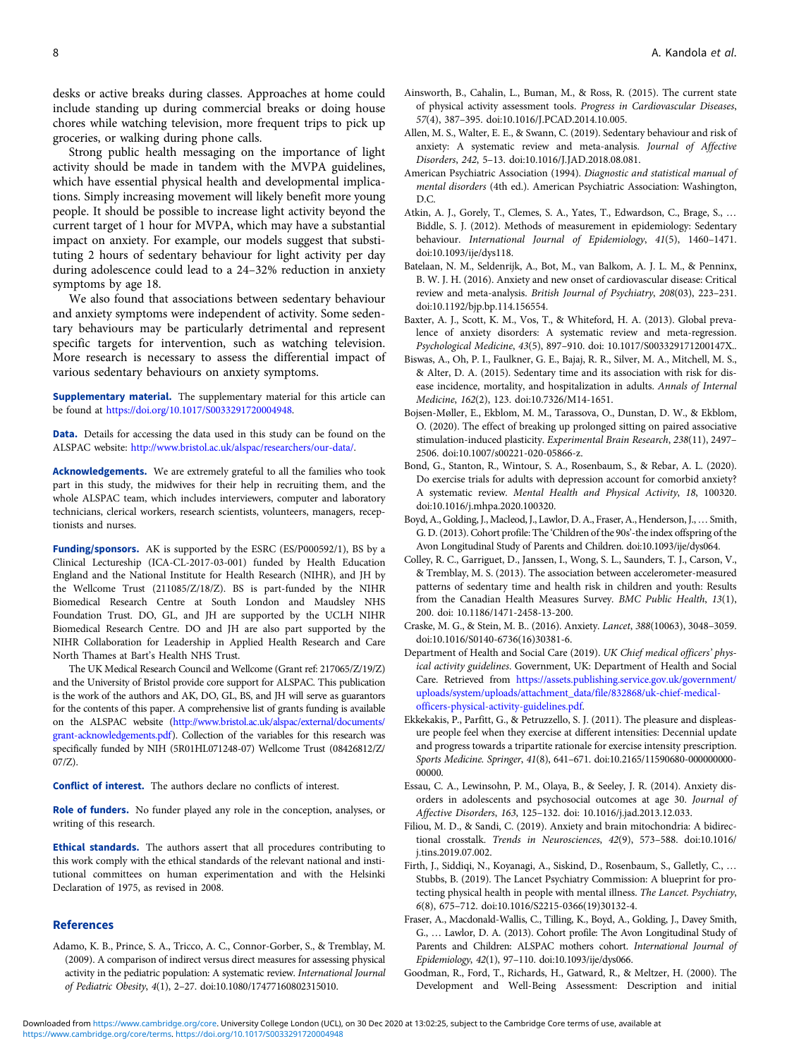desks or active breaks during classes. Approaches at home could include standing up during commercial breaks or doing house chores while watching television, more frequent trips to pick up groceries, or walking during phone calls.

Strong public health messaging on the importance of light activity should be made in tandem with the MVPA guidelines, which have essential physical health and developmental implications. Simply increasing movement will likely benefit more young people. It should be possible to increase light activity beyond the current target of 1 hour for MVPA, which may have a substantial impact on anxiety. For example, our models suggest that substituting 2 hours of sedentary behaviour for light activity per day during adolescence could lead to a 24–32% reduction in anxiety symptoms by age 18.

We also found that associations between sedentary behaviour and anxiety symptoms were independent of activity. Some sedentary behaviours may be particularly detrimental and represent specific targets for intervention, such as watching television. More research is necessary to assess the differential impact of various sedentary behaviours on anxiety symptoms.

**Supplementary material.** The supplementary material for this article can be found at https://doi.org/10.1017/S0033291720004948.

**Data.** Details for accessing the data used in this study can be found on the ALSPAC website: http://www.bristol.ac.uk/alspac/researchers/our-data/.

**Acknowledgements.** We are extremely grateful to all the families who took part in this study, the midwives for their help in recruiting them, and the whole ALSPAC team, which includes interviewers, computer and laboratory technicians, clerical workers, research scientists, volunteers, managers, receptionists and nurses.

**Funding/sponsors.** AK is supported by the ESRC (ES/P000592/1), BS by a Clinical Lectureship (ICA-CL-2017-03-001) funded by Health Education England and the National Institute for Health Research (NIHR), and JH by the Wellcome Trust (211085/Z/18/Z). BS is part-funded by the NIHR Biomedical Research Centre at South London and Maudsley NHS Foundation Trust. DO, GL, and JH are supported by the UCLH NIHR Biomedical Research Centre. DO and JH are also part supported by the NIHR Collaboration for Leadership in Applied Health Research and Care North Thames at Bart's Health NHS Trust.

The UK Medical Research Council and Wellcome (Grant ref: 217065/Z/19/Z) and the University of Bristol provide core support for ALSPAC. This publication is the work of the authors and AK, DO, GL, BS, and JH will serve as guarantors for the contents of this paper. A comprehensive list of grants funding is available on the ALSPAC website (http://www.bristol.ac.uk/alspac/external/documents/grant-acknowledgements.pdf). Collection of the variables for this research was specifically funded by NIH (5R01HL071248-07) Wellcome Trust (08426812/Z/07/Z).

**Conflict of interest.** The authors declare no conflicts of interest.

**Role of funders.** No funder played any role in the conception, analyses, or writing of this research.

**Ethical standards.** The authors assert that all procedures contributing to this work comply with the ethical standards of the relevant national and institutional committees on human experimentation and with the Helsinki Declaration of 1975, as revised in 2008.

## References

Adamo, K. B., Prince, S. A., Tricco, A. C., Connor-Gorber, S., & Tremblay, M. (2009). A comparison of indirect versus direct measures for assessing physical activity in the pediatric population: A systematic review. *International Journal of Pediatric Obesity*, *4*(1), 2–27. doi:10.1080/17477160802315010.

Ainsworth, B., Cahalin, L., Buman, M., & Ross, R. (2015). The current state of physical activity assessment tools. *Progress in Cardiovascular Diseases*, *57*(4), 387–395. doi:10.1016/J.PCAD.2014.10.005.

Allen, M. S., Walter, E. E., & Swann, C. (2019). Sedentary behaviour and risk of anxiety: A systematic review and meta-analysis. *Journal of Affective Disorders*, *242*, 5–13. doi:10.1016/J.JAD.2018.08.081.

American Psychiatric Association (1994). *Diagnostic and statistical manual of mental disorders* (4th ed.). American Psychiatric Association: Washington, D.C.

Atkin, A. J., Gorely, T., Clemes, S. A., Yates, T., Edwardson, C., Brage, S., … Biddle, S. J. (2012). Methods of measurement in epidemiology: Sedentary behaviour. *International Journal of Epidemiology*, *41*(5), 1460–1471. doi:10.1093/ije/dys118.

Batelaan, N. M., Seldenrijk, A., Bot, M., van Balkom, A. J. L. M., & Penninx, B. W. J. H. (2016). Anxiety and new onset of cardiovascular disease: Critical review and meta-analysis. *British Journal of Psychiatry*, *208*(03), 223–231. doi:10.1192/bjp.bp.114.156554.

Baxter, A. J., Scott, K. M., Vos, T., & Whiteford, H. A. (2013). Global prevalence of anxiety disorders: A systematic review and meta-regression. *Psychological Medicine*, *43*(5), 897–910. doi: 10.1017/S003329171200147X..

Biswas, A., Oh, P. I., Faulkner, G. E., Bajaj, R. R., Silver, M. A., Mitchell, M. S., & Alter, D. A. (2015). Sedentary time and its association with risk for disease incidence, mortality, and hospitalization in adults. *Annals of Internal Medicine*, *162*(2), 123. doi:10.7326/M14-1651.

Bojsen-Møller, E., Ekblom, M. M., Tarassova, O., Dunstan, D. W., & Ekblom, O. (2020). The effect of breaking up prolonged sitting on paired associative stimulation-induced plasticity. *Experimental Brain Research*, *238*(11), 2497–2506. doi:10.1007/s00221-020-05866-z.

Bond, G., Stanton, R., Wintour, S. A., Rosenbaum, S., & Rebar, A. L. (2020). Do exercise trials for adults with depression account for comorbid anxiety? A systematic review. *Mental Health and Physical Activity*, *18*, 100320. doi:10.1016/j.mhpa.2020.100320.

Boyd, A., Golding, J., Macleod, J., Lawlor, D. A., Fraser, A., Henderson, J., … Smith, G. D. (2013). Cohort profile: The 'Children of the 90s'-the index offspring of the Avon Longitudinal Study of Parents and Children. doi:10.1093/ije/dys064.

Colley, R. C., Garriguet, D., Janssen, I., Wong, S. L., Saunders, T. J., Carson, V., & Tremblay, M. S. (2013). The association between accelerometer-measured patterns of sedentary time and health risk in children and youth: Results from the Canadian Health Measures Survey. *BMC Public Health*, *13*(1), 200. doi: 10.1186/1471-2458-13-200.

Craske, M. G., & Stein, M. B.. (2016). Anxiety. *Lancet*, *388*(10063), 3048–3059. doi:10.1016/S0140-6736(16)30381-6.

Department of Health and Social Care (2019). *UK Chief medical officers' physical activity guidelines*. Government, UK: Department of Health and Social Care. Retrieved from https://assets.publishing.service.gov.uk/government/uploads/system/uploads/attachment_data/file/832868/uk-chief-medical-officers-physical-activity-guidelines.pdf.

Ekkekakis, P., Parfitt, G., & Petruzzello, S. J. (2011). The pleasure and displeasure people feel when they exercise at different intensities: Decennial update and progress towards a tripartite rationale for exercise intensity prescription. *Sports Medicine. Springer*, *41*(8), 641–671. doi:10.2165/11590680-000000000-00000.

Essau, C. A., Lewinsohn, P. M., Olaya, B., & Seeley, J. R. (2014). Anxiety disorders in adolescents and psychosocial outcomes at age 30. *Journal of Affective Disorders*, *163*, 125–132. doi: 10.1016/j.jad.2013.12.033.

Filiou, M. D., & Sandi, C. (2019). Anxiety and brain mitochondria: A bidirectional crosstalk. *Trends in Neurosciences*, *42*(9), 573–588. doi:10.1016/j.tins.2019.07.002.

Firth, J., Siddiqi, N., Koyanagi, A., Siskind, D., Rosenbaum, S., Galletly, C., … Stubbs, B. (2019). The Lancet Psychiatry Commission: A blueprint for protecting physical health in people with mental illness. *The Lancet. Psychiatry*, *6*(8), 675–712. doi:10.1016/S2215-0366(19)30132-4.

Fraser, A., Macdonald-Wallis, C., Tilling, K., Boyd, A., Golding, J., Davey Smith, G., … Lawlor, D. A. (2013). Cohort profile: The Avon Longitudinal Study of Parents and Children: ALSPAC mothers cohort. *International Journal of Epidemiology*, *42*(1), 97–110. doi:10.1093/ije/dys066.

Goodman, R., Ford, T., Richards, H., Gatward, R., & Meltzer, H. (2000). The Development and Well-Being Assessment: Description and initial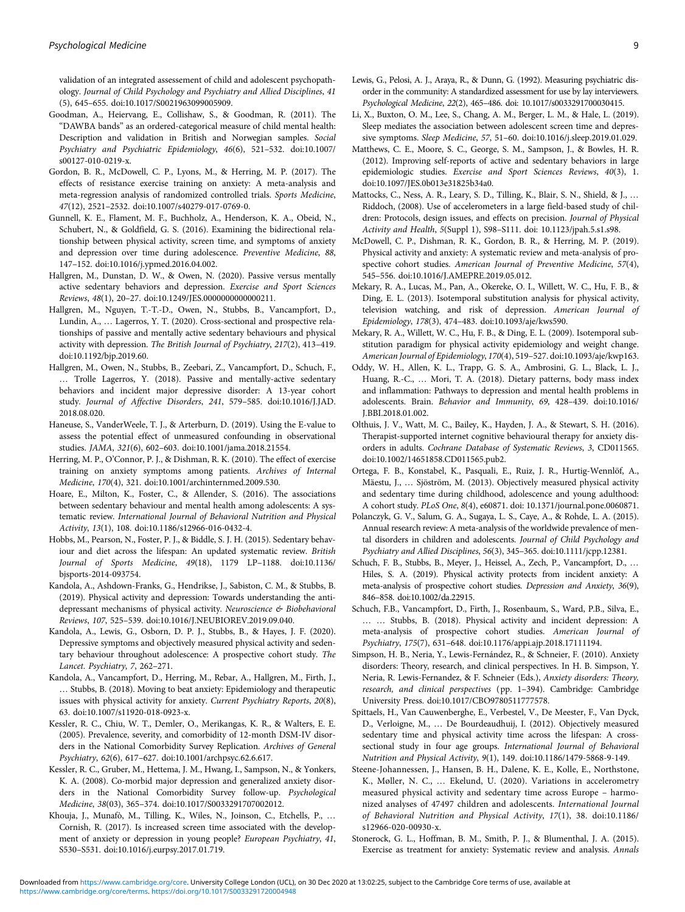validation of an integrated assessement of child and adolescent psychopathology. *Journal of Child Psychology and Psychiatry and Allied Disciplines*, *41* (5), 645–655. doi:10.1017/S0021963099005909.

Goodman, A., Heiervang, E., Collishaw, S., & Goodman, R. (2011). The "DAWBA bands" as an ordered-categorical measure of child mental health: Description and validation in British and Norwegian samples. *Social Psychiatry and Psychiatric Epidemiology*, *46*(6), 521–532. doi:10.1007/s00127-010-0219-x.

Gordon, B. R., McDowell, C. P., Lyons, M., & Herring, M. P. (2017). The effects of resistance exercise training on anxiety: A meta-analysis and meta-regression analysis of randomized controlled trials. *Sports Medicine*, *47*(12), 2521–2532. doi:10.1007/s40279-017-0769-0.

Gunnell, K. E., Flament, M. F., Buchholz, A., Henderson, K. A., Obeid, N., Schubert, N., & Goldfield, G. S. (2016). Examining the bidirectional relationship between physical activity, screen time, and symptoms of anxiety and depression over time during adolescence. *Preventive Medicine*, *88*, 147–152. doi:10.1016/j.ypmed.2016.04.002.

Hallgren, M., Dunstan, D. W., & Owen, N. (2020). Passive versus mentally active sedentary behaviors and depression. *Exercise and Sport Sciences Reviews*, *48*(1), 20–27. doi:10.1249/JES.0000000000000211.

Hallgren, M., Nguyen, T.-T.-D., Owen, N., Stubbs, B., Vancampfort, D., Lundin, A., … Lagerros, Y. T. (2020). Cross-sectional and prospective relationships of passive and mentally active sedentary behaviours and physical activity with depression. *The British Journal of Psychiatry*, *217*(2), 413–419. doi:10.1192/bjp.2019.60.

Hallgren, M., Owen, N., Stubbs, B., Zeebari, Z., Vancampfort, D., Schuch, F., … Trolle Lagerros, Y. (2018). Passive and mentally-active sedentary behaviors and incident major depressive disorder: A 13-year cohort study. *Journal of Affective Disorders*, *241*, 579–585. doi:10.1016/J.JAD.2018.08.020.

Haneuse, S., VanderWeele, T. J., & Arterburn, D. (2019). Using the E-value to assess the potential effect of unmeasured confounding in observational studies. *JAMA*, *321*(6), 602–603. doi:10.1001/jama.2018.21554.

Herring, M. P., O'Connor, P. J., & Dishman, R. K. (2010). The effect of exercise training on anxiety symptoms among patients. *Archives of Internal Medicine*, *170*(4), 321. doi:10.1001/archinternmed.2009.530.

Hoare, E., Milton, K., Foster, C., & Allender, S. (2016). The associations between sedentary behaviour and mental health among adolescents: A systematic review. *International Journal of Behavioral Nutrition and Physical Activity*, *13*(1), 108. doi:10.1186/s12966-016-0432-4.

Hobbs, M., Pearson, N., Foster, P. J., & Biddle, S. J. H. (2015). Sedentary behaviour and diet across the lifespan: An updated systematic review. *British Journal of Sports Medicine*, *49*(18), 1179 LP–1188. doi:10.1136/bjsports-2014-093754.

Kandola, A., Ashdown-Franks, G., Hendrikse, J., Sabiston, C. M., & Stubbs, B. (2019). Physical activity and depression: Towards understanding the antidepressant mechanisms of physical activity. *Neuroscience & Biobehavioral Reviews*, *107*, 525–539. doi:10.1016/J.NEUBIOREV.2019.09.040.

Kandola, A., Lewis, G., Osborn, D. P. J., Stubbs, B., & Hayes, J. F. (2020). Depressive symptoms and objectively measured physical activity and sedentary behaviour throughout adolescence: A prospective cohort study. *The Lancet. Psychiatry*, *7*, 262–271.

Kandola, A., Vancampfort, D., Herring, M., Rebar, A., Hallgren, M., Firth, J., … Stubbs, B. (2018). Moving to beat anxiety: Epidemiology and therapeutic issues with physical activity for anxiety. *Current Psychiatry Reports*, *20*(8), 63. doi:10.1007/s11920-018-0923-x.

Kessler, R. C., Chiu, W. T., Demler, O., Merikangas, K. R., & Walters, E. E. (2005). Prevalence, severity, and comorbidity of 12-month DSM-IV disorders in the National Comorbidity Survey Replication. *Archives of General Psychiatry*, *62*(6), 617–627. doi:10.1001/archpsyc.62.6.617.

Kessler, R. C., Gruber, M., Hettema, J. M., Hwang, I., Sampson, N., & Yonkers, K. A. (2008). Co-morbid major depression and generalized anxiety disorders in the National Comorbidity Survey follow-up. *Psychological Medicine*, *38*(03), 365–374. doi:10.1017/S0033291707002012.

Khouja, J., Munafò, M., Tilling, K., Wiles, N., Joinson, C., Etchells, P., … Cornish, R. (2017). Is increased screen time associated with the development of anxiety or depression in young people? *European Psychiatry*, *41*, S530–S531. doi:10.1016/j.eurpsy.2017.01.719.

Lewis, G., Pelosi, A. J., Araya, R., & Dunn, G. (1992). Measuring psychiatric disorder in the community: A standardized assessment for use by lay interviewers. *Psychological Medicine*, *22*(2), 465–486. doi: 10.1017/s0033291700030415.

Li, X., Buxton, O. M., Lee, S., Chang, A. M., Berger, L. M., & Hale, L. (2019). Sleep mediates the association between adolescent screen time and depressive symptoms. *Sleep Medicine*, *57*, 51–60. doi:10.1016/j.sleep.2019.01.029.

Matthews, C. E., Moore, S. C., George, S. M., Sampson, J., & Bowles, H. R. (2012). Improving self-reports of active and sedentary behaviors in large epidemiologic studies. *Exercise and Sport Sciences Reviews*, *40*(3), 1. doi:10.1097/JES.0b013e31825b34a0.

Mattocks, C., Ness, A. R., Leary, S. D., Tilling, K., Blair, S. N., Shield, & J., … Riddoch, (2008). Use of accelerometers in a large field-based study of children: Protocols, design issues, and effects on precision. *Journal of Physical Activity and Health*, *5*(Suppl 1), S98–S111. doi: 10.1123/jpah.5.s1.s98.

McDowell, C. P., Dishman, R. K., Gordon, B. R., & Herring, M. P. (2019). Physical activity and anxiety: A systematic review and meta-analysis of prospective cohort studies. *American Journal of Preventive Medicine*, *57*(4), 545–556. doi:10.1016/J.AMEPRE.2019.05.012.

Mekary, R. A., Lucas, M., Pan, A., Okereke, O. I., Willett, W. C., Hu, F. B., & Ding, E. L. (2013). Isotemporal substitution analysis for physical activity, television watching, and risk of depression. *American Journal of Epidemiology*, *178*(3), 474–483. doi:10.1093/aje/kws590.

Mekary, R. A., Willett, W. C., Hu, F. B., & Ding, E. L. (2009). Isotemporal substitution paradigm for physical activity epidemiology and weight change. *American Journal of Epidemiology*, *170*(4), 519–527. doi:10.1093/aje/kwp163.

Oddy, W. H., Allen, K. L., Trapp, G. S. A., Ambrosini, G. L., Black, L. J., Huang, R.-C., … Mori, T. A. (2018). Dietary patterns, body mass index and inflammation: Pathways to depression and mental health problems in adolescents. Brain. *Behavior and Immunity*, *69*, 428–439. doi:10.1016/J.BBI.2018.01.002.

Olthuis, J. V., Watt, M. C., Bailey, K., Hayden, J. A., & Stewart, S. H. (2016). Therapist-supported internet cognitive behavioural therapy for anxiety disorders in adults. *Cochrane Database of Systematic Reviews*, *3*, CD011565. doi:10.1002/14651858.CD011565.pub2.

Ortega, F. B., Konstabel, K., Pasquali, E., Ruiz, J. R., Hurtig-Wennlöf, A., Mäestu, J., … Sjöström, M. (2013). Objectively measured physical activity and sedentary time during childhood, adolescence and young adulthood: A cohort study. *PLoS One*, *8*(4), e60871. doi: 10.1371/journal.pone.0060871.

Polanczyk, G. V., Salum, G. A., Sugaya, L. S., Caye, A., & Rohde, L. A. (2015). Annual research review: A meta-analysis of the worldwide prevalence of mental disorders in children and adolescents. *Journal of Child Psychology and Psychiatry and Allied Disciplines*, *56*(3), 345–365. doi:10.1111/jcpp.12381.

Schuch, F. B., Stubbs, B., Meyer, J., Heissel, A., Zech, P., Vancampfort, D., … Hiles, S. A. (2019). Physical activity protects from incident anxiety: A meta-analysis of prospective cohort studies. *Depression and Anxiety*, *36*(9), 846–858. doi:10.1002/da.22915.

Schuch, F.B., Vancampfort, D., Firth, J., Rosenbaum, S., Ward, P.B., Silva, E., … … Stubbs, B. (2018). Physical activity and incident depression: A meta-analysis of prospective cohort studies. *American Journal of Psychiatry*, *175*(7), 631–648. doi:10.1176/appi.ajp.2018.17111194.

Simpson, H. B., Neria, Y., Lewis-Fernández, R., & Schneier, F. (2010). Anxiety disorders: Theory, research, and clinical perspectives. In H. B. Simpson, Y. Neria, R. Lewis-Fernandez, & F. Schneier (Eds.), *Anxiety disorders: Theory, research, and clinical perspectives* (pp. 1–394). Cambridge: Cambridge University Press. doi:10.1017/CBO9780511777578.

Spittaels, H., Van Cauwenberghe, E., Verbestel, V., De Meester, F., Van Dyck, D., Verloigne, M., … De Bourdeaudhuij, I. (2012). Objectively measured sedentary time and physical activity time across the lifespan: A cross-sectional study in four age groups. *International Journal of Behavioral Nutrition and Physical Activity*, *9*(1), 149. doi:10.1186/1479-5868-9-149.

Steene-Johannessen, J., Hansen, B. H., Dalene, K. E., Kolle, E., Northstone, K., Møller, N. C., … Ekelund, U. (2020). Variations in accelerometry measured physical activity and sedentary time across Europe – harmonized analyses of 47497 children and adolescents. *International Journal of Behavioral Nutrition and Physical Activity*, *17*(1), 38. doi:10.1186/s12966-020-00930-x.

Stonerock, G. L., Hoffman, B. M., Smith, P. J., & Blumenthal, J. A. (2015). Exercise as treatment for anxiety: Systematic review and analysis. *Annals*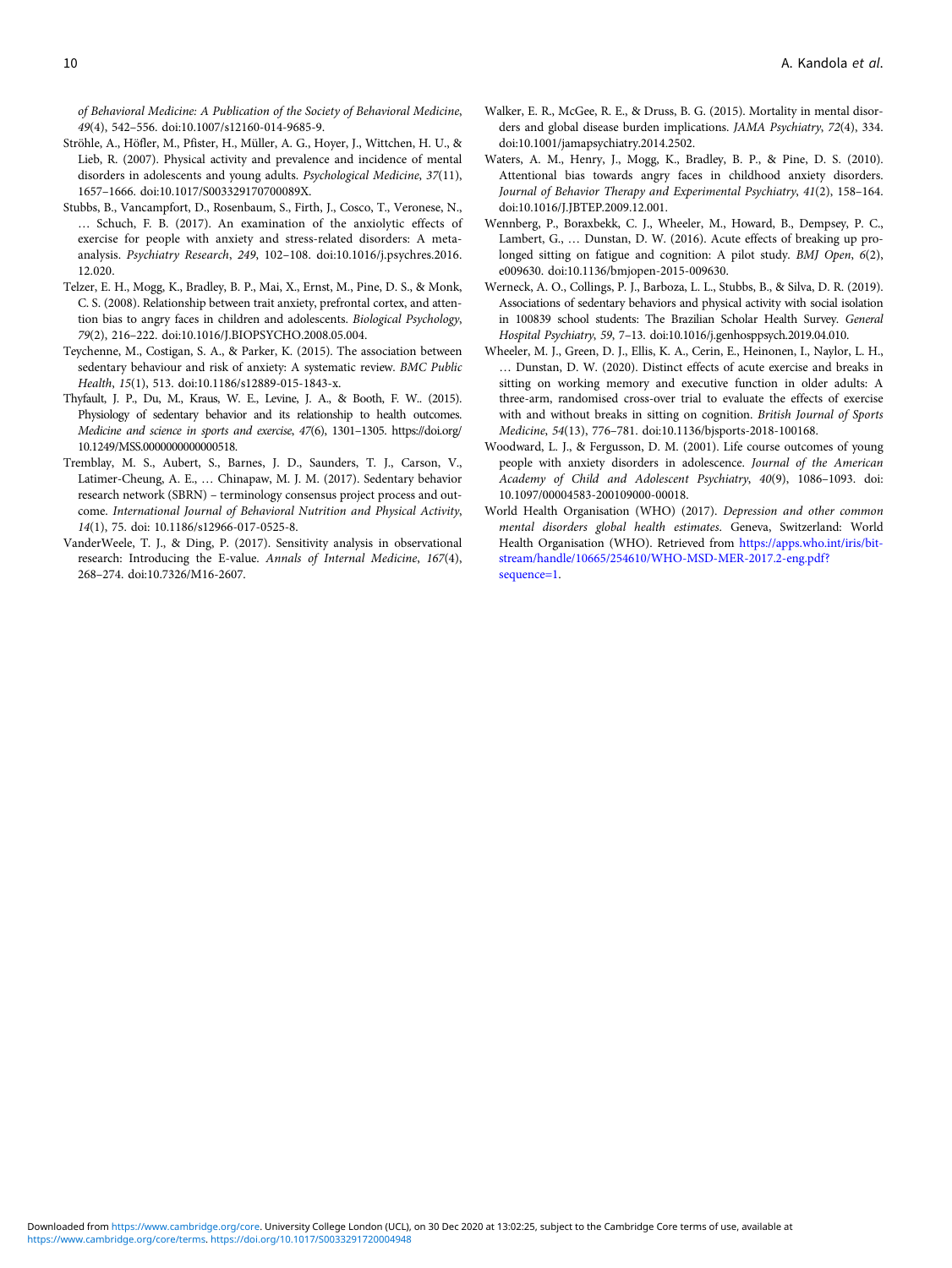*of Behavioral Medicine: A Publication of the Society of Behavioral Medicine*, *49*(4), 542–556. doi:10.1007/s12160-014-9685-9.

Ströhle, A., Höfler, M., Pfister, H., Müller, A. G., Hoyer, J., Wittchen, H. U., & Lieb, R. (2007). Physical activity and prevalence and incidence of mental disorders in adolescents and young adults. *Psychological Medicine*, *37*(11), 1657–1666. doi:10.1017/S003329170700089X.

Stubbs, B., Vancampfort, D., Rosenbaum, S., Firth, J., Cosco, T., Veronese, N., … Schuch, F. B. (2017). An examination of the anxiolytic effects of exercise for people with anxiety and stress-related disorders: A meta-analysis. *Psychiatry Research*, *249*, 102–108. doi:10.1016/j.psychres.2016.12.020.

Telzer, E. H., Mogg, K., Bradley, B. P., Mai, X., Ernst, M., Pine, D. S., & Monk, C. S. (2008). Relationship between trait anxiety, prefrontal cortex, and attention bias to angry faces in children and adolescents. *Biological Psychology*, *79*(2), 216–222. doi:10.1016/J.BIOPSYCHO.2008.05.004.

Teychenne, M., Costigan, S. A., & Parker, K. (2015). The association between sedentary behaviour and risk of anxiety: A systematic review. *BMC Public Health*, *15*(1), 513. doi:10.1186/s12889-015-1843-x.

Thyfault, J. P., Du, M., Kraus, W. E., Levine, J. A., & Booth, F. W.. (2015). Physiology of sedentary behavior and its relationship to health outcomes. *Medicine and science in sports and exercise*, *47*(6), 1301–1305. https://doi.org/10.1249/MSS.0000000000000518.

Tremblay, M. S., Aubert, S., Barnes, J. D., Saunders, T. J., Carson, V., Latimer-Cheung, A. E., … Chinapaw, M. J. M. (2017). Sedentary behavior research network (SBRN) – terminology consensus project process and outcome. *International Journal of Behavioral Nutrition and Physical Activity*, *14*(1), 75. doi: 10.1186/s12966-017-0525-8.

VanderWeele, T. J., & Ding, P. (2017). Sensitivity analysis in observational research: Introducing the E-value. *Annals of Internal Medicine*, *167*(4), 268–274. doi:10.7326/M16-2607.

Walker, E. R., McGee, R. E., & Druss, B. G. (2015). Mortality in mental disorders and global disease burden implications. *JAMA Psychiatry*, *72*(4), 334. doi:10.1001/jamapsychiatry.2014.2502.

Waters, A. M., Henry, J., Mogg, K., Bradley, B. P., & Pine, D. S. (2010). Attentional bias towards angry faces in childhood anxiety disorders. *Journal of Behavior Therapy and Experimental Psychiatry*, *41*(2), 158–164. doi:10.1016/J.JBTEP.2009.12.001.

Wennberg, P., Boraxbekk, C. J., Wheeler, M., Howard, B., Dempsey, P. C., Lambert, G., … Dunstan, D. W. (2016). Acute effects of breaking up prolonged sitting on fatigue and cognition: A pilot study. *BMJ Open*, *6*(2), e009630. doi:10.1136/bmjopen-2015-009630.

Werneck, A. O., Collings, P. J., Barboza, L. L., Stubbs, B., & Silva, D. R. (2019). Associations of sedentary behaviors and physical activity with social isolation in 100839 school students: The Brazilian Scholar Health Survey. *General Hospital Psychiatry*, *59*, 7–13. doi:10.1016/j.genhosppsych.2019.04.010.

Wheeler, M. J., Green, D. J., Ellis, K. A., Cerin, E., Heinonen, I., Naylor, L. H., … Dunstan, D. W. (2020). Distinct effects of acute exercise and breaks in sitting on working memory and executive function in older adults: A three-arm, randomised cross-over trial to evaluate the effects of exercise with and without breaks in sitting on cognition. *British Journal of Sports Medicine*, *54*(13), 776–781. doi:10.1136/bjsports-2018-100168.

Woodward, L. J., & Fergusson, D. M. (2001). Life course outcomes of young people with anxiety disorders in adolescence. *Journal of the American Academy of Child and Adolescent Psychiatry*, *40*(9), 1086–1093. doi: 10.1097/00004583-200109000-00018.

World Health Organisation (WHO) (2017). *Depression and other common mental disorders global health estimates*. Geneva, Switzerland: World Health Organisation (WHO). Retrieved from https://apps.who.int/iris/bitstream/handle/10665/254610/WHO-MSD-MER-2017.2-eng.pdf?sequence=1.